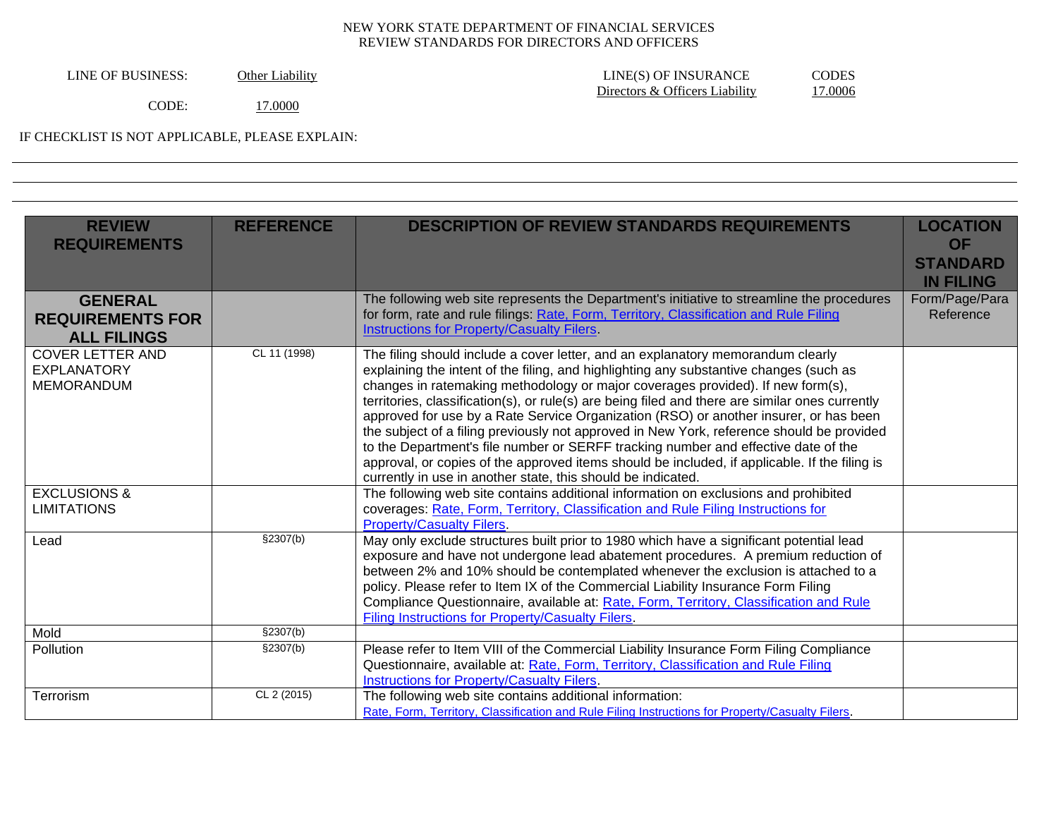NEW YORK STATE DEPARTMENT OF FINANCIAL SERVICES
REVIEW STANDARDS FOR DIRECTORS AND OFFICERS

LINE OF BUSINESS: Other Liability

CODE: 17.0000

LINE(S) OF INSURANCE: Directors & Officers Liability

CODES: 17.0006

IF CHECKLIST IS NOT APPLICABLE, PLEASE EXPLAIN:

| REVIEW REQUIREMENTS | REFERENCE | DESCRIPTION OF REVIEW STANDARDS REQUIREMENTS | LOCATION OF STANDARD IN FILING |
|---|---|---|---|
| **GENERAL REQUIREMENTS FOR ALL FILINGS** | | The following web site represents the Department's initiative to streamline the procedures for form, rate and rule filings: [Rate, Form, Territory, Classification and Rule Filing Instructions for Property/Casualty Filers](). | Form/Page/Para Reference |
| COVER LETTER AND EXPLANATORY MEMORANDUM | CL 11 (1998) | The filing should include a cover letter, and an explanatory memorandum clearly explaining the intent of the filing, and highlighting any substantive changes (such as changes in ratemaking methodology or major coverages provided). If new form(s), territories, classification(s), or rule(s) are being filed and there are similar ones currently approved for use by a Rate Service Organization (RSO) or another insurer, or has been the subject of a filing previously not approved in New York, reference should be provided to the Department's file number or SERFF tracking number and effective date of the approval, or copies of the approved items should be included, if applicable. If the filing is currently in use in another state, this should be indicated. | |
| EXCLUSIONS & LIMITATIONS | | The following web site contains additional information on exclusions and prohibited coverages: [Rate, Form, Territory, Classification and Rule Filing Instructions for Property/Casualty Filers](). | |
| Lead | §2307(b) | May only exclude structures built prior to 1980 which have a significant potential lead exposure and have not undergone lead abatement procedures. A premium reduction of between 2% and 10% should be contemplated whenever the exclusion is attached to a policy. Please refer to Item IX of the Commercial Liability Insurance Form Filing Compliance Questionnaire, available at: [Rate, Form, Territory, Classification and Rule Filing Instructions for Property/Casualty Filers](). | |
| Mold | §2307(b) | | |
| Pollution | §2307(b) | Please refer to Item VIII of the Commercial Liability Insurance Form Filing Compliance Questionnaire, available at: [Rate, Form, Territory, Classification and Rule Filing Instructions for Property/Casualty Filers](). | |
| Terrorism | CL 2 (2015) | The following web site contains additional information: [Rate, Form, Territory, Classification and Rule Filing Instructions for Property/Casualty Filers](). | |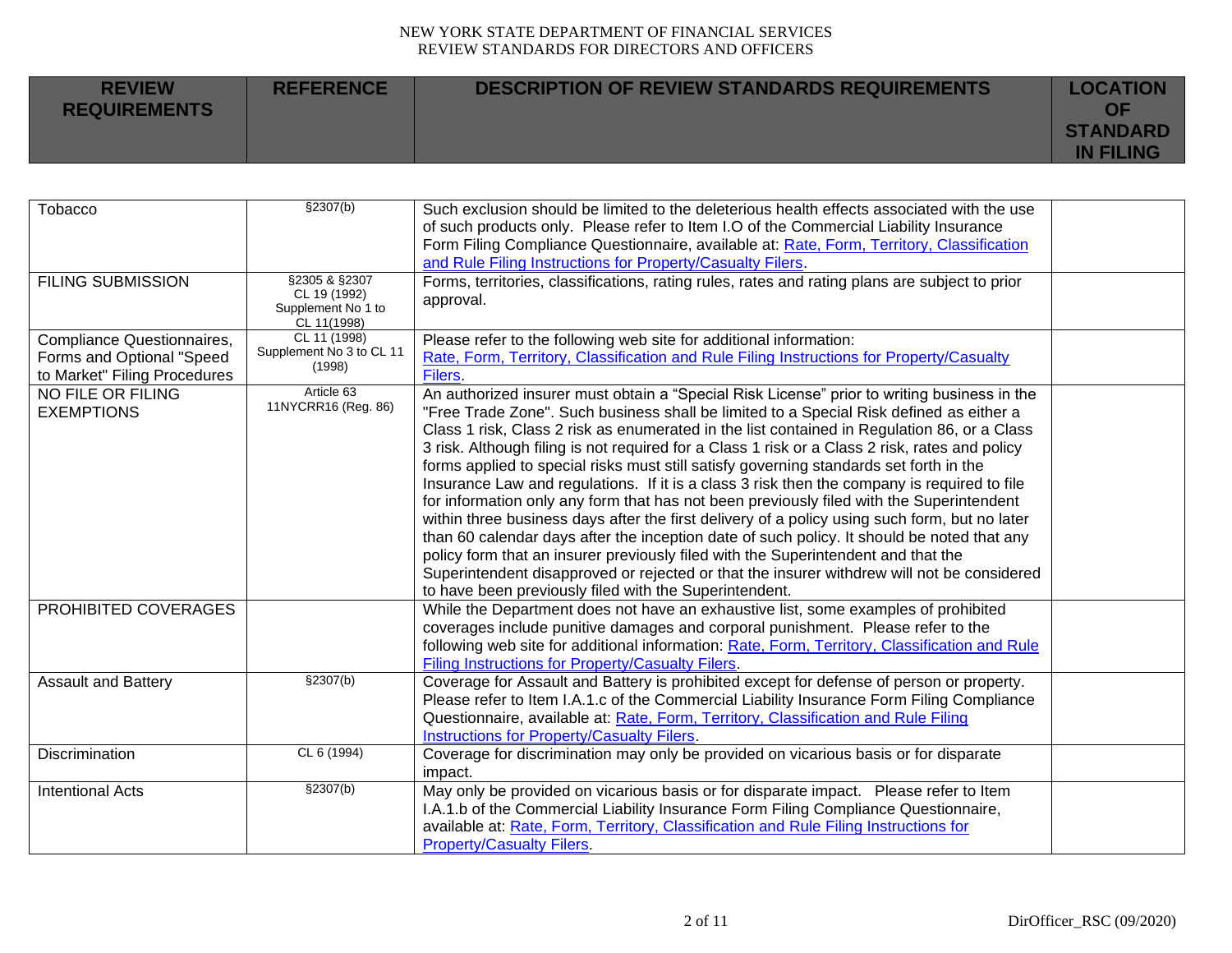| REVIEW REQUIREMENTS | REFERENCE | DESCRIPTION OF REVIEW STANDARDS REQUIREMENTS | LOCATION OF STANDARD IN FILING |
|---|---|---|---|
| Tobacco | §2307(b) | Such exclusion should be limited to the deleterious health effects associated with the use of such products only. Please refer to Item I.O of the Commercial Liability Insurance Form Filing Compliance Questionnaire, available at: Rate, Form, Territory, Classification and Rule Filing Instructions for Property/Casualty Filers. | |
| FILING SUBMISSION | §2305 & §2307 CL 19 (1992) Supplement No 1 to CL 11(1998) | Forms, territories, classifications, rating rules, rates and rating plans are subject to prior approval. | |
| Compliance Questionnaires, Forms and Optional "Speed to Market" Filing Procedures | CL 11 (1998) Supplement No 3 to CL 11 (1998) | Please refer to the following web site for additional information: Rate, Form, Territory, Classification and Rule Filing Instructions for Property/Casualty Filers. | |
| NO FILE OR FILING EXEMPTIONS | Article 63 11NYCRR16 (Reg. 86) | An authorized insurer must obtain a "Special Risk License" prior to writing business in the "Free Trade Zone". Such business shall be limited to a Special Risk defined as either a Class 1 risk, Class 2 risk as enumerated in the list contained in Regulation 86, or a Class 3 risk. Although filing is not required for a Class 1 risk or a Class 2 risk, rates and policy forms applied to special risks must still satisfy governing standards set forth in the Insurance Law and regulations. If it is a class 3 risk then the company is required to file for information only any form that has not been previously filed with the Superintendent within three business days after the first delivery of a policy using such form, but no later than 60 calendar days after the inception date of such policy. It should be noted that any policy form that an insurer previously filed with the Superintendent and that the Superintendent disapproved or rejected or that the insurer withdrew will not be considered to have been previously filed with the Superintendent. | |
| PROHIBITED COVERAGES | | While the Department does not have an exhaustive list, some examples of prohibited coverages include punitive damages and corporal punishment. Please refer to the following web site for additional information: Rate, Form, Territory, Classification and Rule Filing Instructions for Property/Casualty Filers. | |
| Assault and Battery | §2307(b) | Coverage for Assault and Battery is prohibited except for defense of person or property. Please refer to Item I.A.1.c of the Commercial Liability Insurance Form Filing Compliance Questionnaire, available at: Rate, Form, Territory, Classification and Rule Filing Instructions for Property/Casualty Filers. | |
| Discrimination | CL 6 (1994) | Coverage for discrimination may only be provided on vicarious basis or for disparate impact. | |
| Intentional Acts | §2307(b) | May only be provided on vicarious basis or for disparate impact. Please refer to Item I.A.1.b of the Commercial Liability Insurance Form Filing Compliance Questionnaire, available at: Rate, Form, Territory, Classification and Rule Filing Instructions for Property/Casualty Filers. | |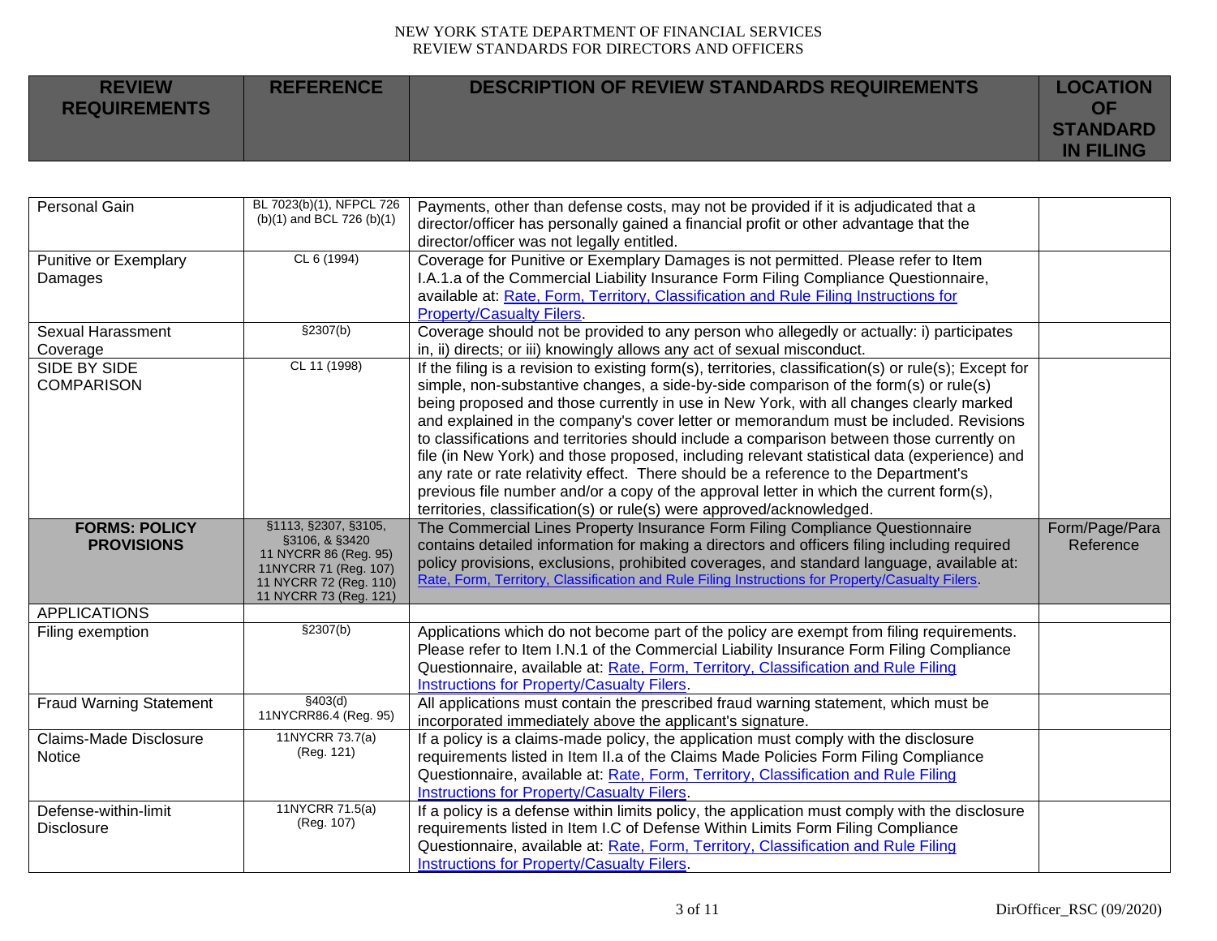NEW YORK STATE DEPARTMENT OF FINANCIAL SERVICES
REVIEW STANDARDS FOR DIRECTORS AND OFFICERS

| REVIEW REQUIREMENTS | REFERENCE | DESCRIPTION OF REVIEW STANDARDS REQUIREMENTS | LOCATION OF STANDARD IN FILING |
|---|---|---|---|
| Personal Gain | BL 7023(b)(1), NFPCL 726 (b)(1) and BCL 726 (b)(1) | Payments, other than defense costs, may not be provided if it is adjudicated that a director/officer has personally gained a financial profit or other advantage that the director/officer was not legally entitled. | |
| Punitive or Exemplary Damages | CL 6 (1994) | Coverage for Punitive or Exemplary Damages is not permitted. Please refer to Item I.A.1.a of the Commercial Liability Insurance Form Filing Compliance Questionnaire, available at: Rate, Form, Territory, Classification and Rule Filing Instructions for Property/Casualty Filers. | |
| Sexual Harassment Coverage | §2307(b) | Coverage should not be provided to any person who allegedly or actually: i) participates in, ii) directs; or iii) knowingly allows any act of sexual misconduct. | |
| SIDE BY SIDE COMPARISON | CL 11 (1998) | If the filing is a revision to existing form(s), territories, classification(s) or rule(s); Except for simple, non-substantive changes, a side-by-side comparison of the form(s) or rule(s) being proposed and those currently in use in New York, with all changes clearly marked and explained in the company's cover letter or memorandum must be included. Revisions to classifications and territories should include a comparison between those currently on file (in New York) and those proposed, including relevant statistical data (experience) and any rate or rate relativity effect. There should be a reference to the Department's previous file number and/or a copy of the approval letter in which the current form(s), territories, classification(s) or rule(s) were approved/acknowledged. | |
| **FORMS: POLICY PROVISIONS** | §1113, §2307, §3105, §3106, & §3420 11 NYCRR 86 (Reg. 95) 11NYCRR 71 (Reg. 107) 11 NYCRR 72 (Reg. 110) 11 NYCRR 73 (Reg. 121) | The Commercial Lines Property Insurance Form Filing Compliance Questionnaire contains detailed information for making a directors and officers filing including required policy provisions, exclusions, prohibited coverages, and standard language, available at: Rate, Form, Territory, Classification and Rule Filing Instructions for Property/Casualty Filers. | Form/Page/Para Reference |
| APPLICATIONS | | | |
| Filing exemption | §2307(b) | Applications which do not become part of the policy are exempt from filing requirements. Please refer to Item I.N.1 of the Commercial Liability Insurance Form Filing Compliance Questionnaire, available at: Rate, Form, Territory, Classification and Rule Filing Instructions for Property/Casualty Filers. | |
| Fraud Warning Statement | §403(d) 11NYCRR86.4 (Reg. 95) | All applications must contain the prescribed fraud warning statement, which must be incorporated immediately above the applicant's signature. | |
| Claims-Made Disclosure Notice | 11NYCRR 73.7(a) (Reg. 121) | If a policy is a claims-made policy, the application must comply with the disclosure requirements listed in Item II.a of the Claims Made Policies Form Filing Compliance Questionnaire, available at: Rate, Form, Territory, Classification and Rule Filing Instructions for Property/Casualty Filers. | |
| Defense-within-limit Disclosure | 11NYCRR 71.5(a) (Reg. 107) | If a policy is a defense within limits policy, the application must comply with the disclosure requirements listed in Item I.C of Defense Within Limits Form Filing Compliance Questionnaire, available at: Rate, Form, Territory, Classification and Rule Filing Instructions for Property/Casualty Filers. | |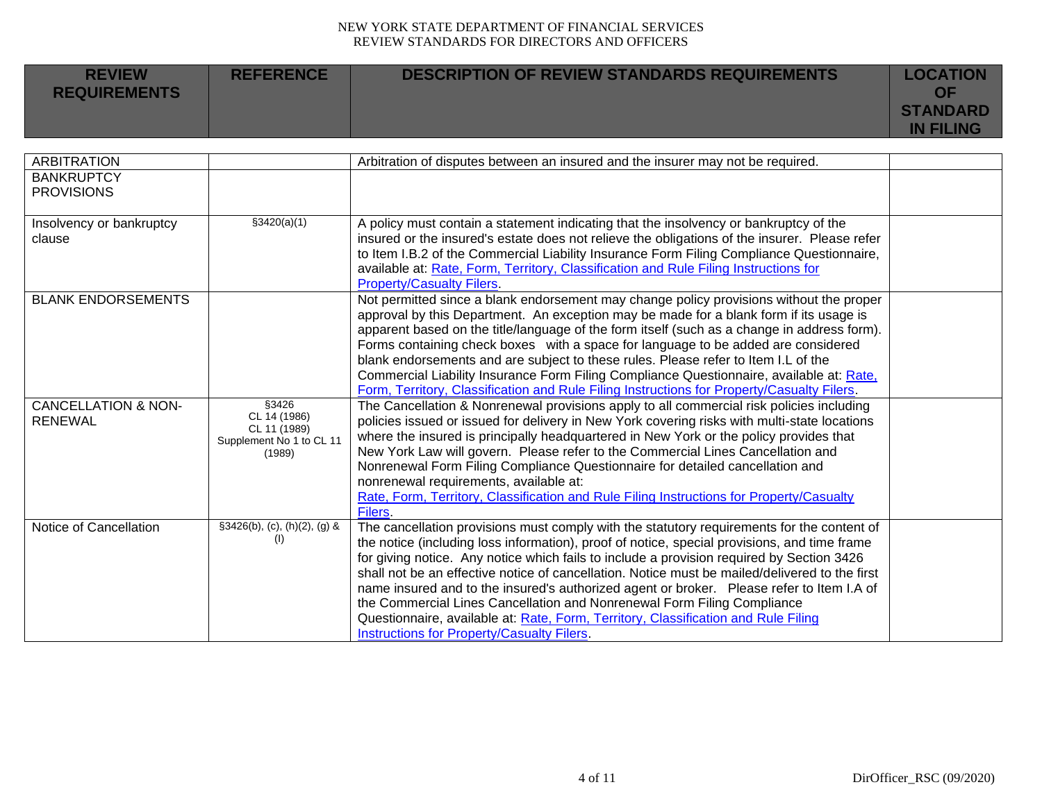| REVIEW REQUIREMENTS | REFERENCE | DESCRIPTION OF REVIEW STANDARDS REQUIREMENTS | LOCATION OF STANDARD IN FILING |
|---|---|---|---|
| ARBITRATION | | Arbitration of disputes between an insured and the insurer may not be required. | |
| BANKRUPTCY PROVISIONS | | | |
| Insolvency or bankruptcy clause | §3420(a)(1) | A policy must contain a statement indicating that the insolvency or bankruptcy of the insured or the insured's estate does not relieve the obligations of the insurer. Please refer to Item I.B.2 of the Commercial Liability Insurance Form Filing Compliance Questionnaire, available at: Rate, Form, Territory, Classification and Rule Filing Instructions for Property/Casualty Filers. | |
| BLANK ENDORSEMENTS | | Not permitted since a blank endorsement may change policy provisions without the proper approval by this Department. An exception may be made for a blank form if its usage is apparent based on the title/language of the form itself (such as a change in address form). Forms containing check boxes with a space for language to be added are considered blank endorsements and are subject to these rules. Please refer to Item I.L of the Commercial Liability Insurance Form Filing Compliance Questionnaire, available at: Rate, Form, Territory, Classification and Rule Filing Instructions for Property/Casualty Filers. | |
| CANCELLATION & NON-RENEWAL | §3426<br>CL 14 (1986)<br>CL 11 (1989)<br>Supplement No 1 to CL 11 (1989) | The Cancellation & Nonrenewal provisions apply to all commercial risk policies including policies issued or issued for delivery in New York covering risks with multi-state locations where the insured is principally headquartered in New York or the policy provides that New York Law will govern. Please refer to the Commercial Lines Cancellation and Nonrenewal Form Filing Compliance Questionnaire for detailed cancellation and nonrenewal requirements, available at: Rate, Form, Territory, Classification and Rule Filing Instructions for Property/Casualty Filers. | |
| Notice of Cancellation | §3426(b), (c), (h)(2), (g) & (l) | The cancellation provisions must comply with the statutory requirements for the content of the notice (including loss information), proof of notice, special provisions, and time frame for giving notice. Any notice which fails to include a provision required by Section 3426 shall not be an effective notice of cancellation. Notice must be mailed/delivered to the first name insured and to the insured's authorized agent or broker. Please refer to Item I.A of the Commercial Lines Cancellation and Nonrenewal Form Filing Compliance Questionnaire, available at: Rate, Form, Territory, Classification and Rule Filing Instructions for Property/Casualty Filers. | |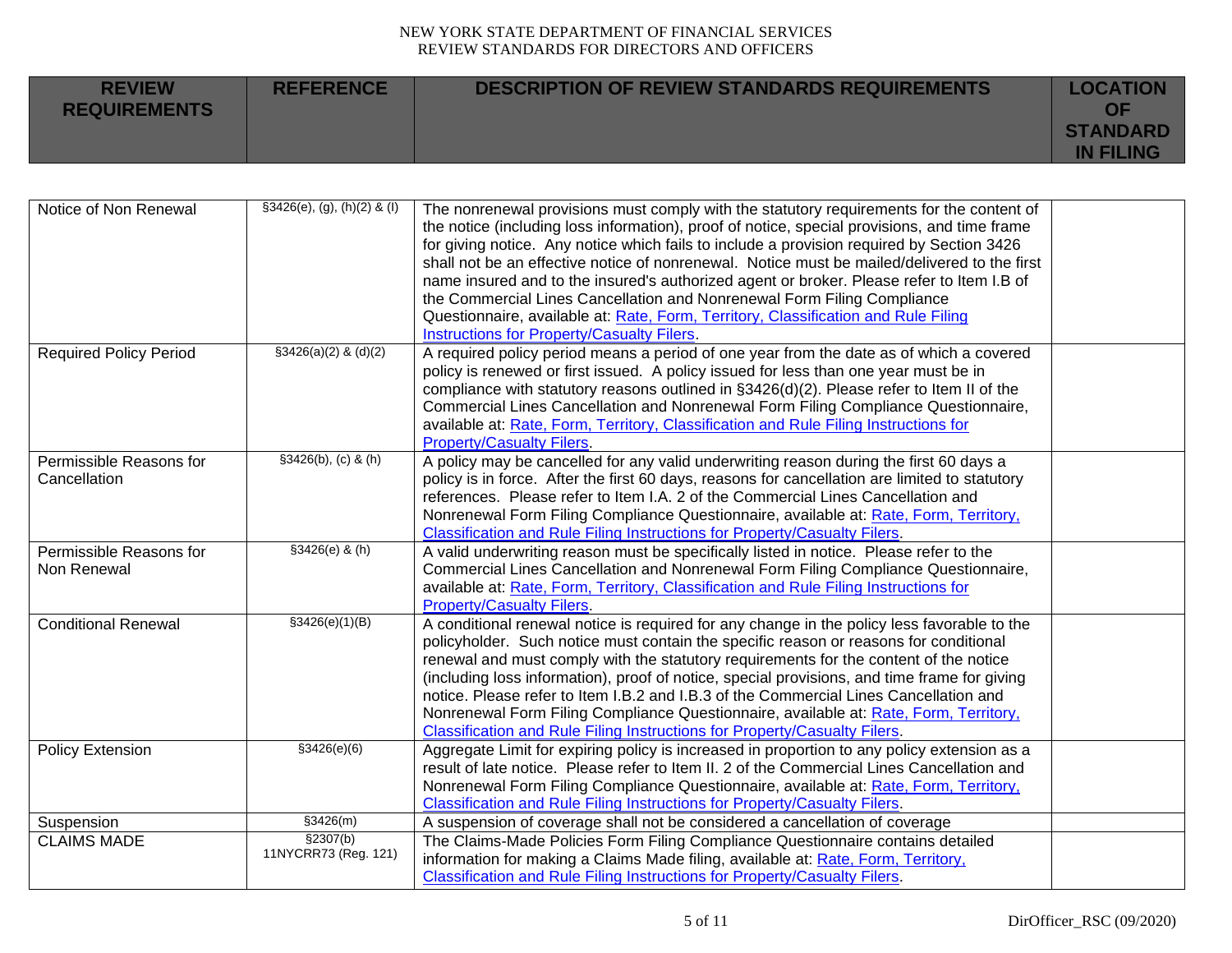| REVIEW REQUIREMENTS | REFERENCE | DESCRIPTION OF REVIEW STANDARDS REQUIREMENTS | LOCATION OF STANDARD IN FILING |
|---|---|---|---|
| Notice of Non Renewal | §3426(e), (g), (h)(2) & (l) | The nonrenewal provisions must comply with the statutory requirements for the content of the notice (including loss information), proof of notice, special provisions, and time frame for giving notice. Any notice which fails to include a provision required by Section 3426 shall not be an effective notice of nonrenewal. Notice must be mailed/delivered to the first name insured and to the insured's authorized agent or broker. Please refer to Item I.B of the Commercial Lines Cancellation and Nonrenewal Form Filing Compliance Questionnaire, available at: Rate, Form, Territory, Classification and Rule Filing Instructions for Property/Casualty Filers. | |
| Required Policy Period | §3426(a)(2) & (d)(2) | A required policy period means a period of one year from the date as of which a covered policy is renewed or first issued. A policy issued for less than one year must be in compliance with statutory reasons outlined in §3426(d)(2). Please refer to Item II of the Commercial Lines Cancellation and Nonrenewal Form Filing Compliance Questionnaire, available at: Rate, Form, Territory, Classification and Rule Filing Instructions for Property/Casualty Filers. | |
| Permissible Reasons for Cancellation | §3426(b), (c) & (h) | A policy may be cancelled for any valid underwriting reason during the first 60 days a policy is in force. After the first 60 days, reasons for cancellation are limited to statutory references. Please refer to Item I.A. 2 of the Commercial Lines Cancellation and Nonrenewal Form Filing Compliance Questionnaire, available at: Rate, Form, Territory, Classification and Rule Filing Instructions for Property/Casualty Filers. | |
| Permissible Reasons for Non Renewal | §3426(e) & (h) | A valid underwriting reason must be specifically listed in notice. Please refer to the Commercial Lines Cancellation and Nonrenewal Form Filing Compliance Questionnaire, available at: Rate, Form, Territory, Classification and Rule Filing Instructions for Property/Casualty Filers. | |
| Conditional Renewal | §3426(e)(1)(B) | A conditional renewal notice is required for any change in the policy less favorable to the policyholder. Such notice must contain the specific reason or reasons for conditional renewal and must comply with the statutory requirements for the content of the notice (including loss information), proof of notice, special provisions, and time frame for giving notice. Please refer to Item I.B.2 and I.B.3 of the Commercial Lines Cancellation and Nonrenewal Form Filing Compliance Questionnaire, available at: Rate, Form, Territory, Classification and Rule Filing Instructions for Property/Casualty Filers. | |
| Policy Extension | §3426(e)(6) | Aggregate Limit for expiring policy is increased in proportion to any policy extension as a result of late notice. Please refer to Item II. 2 of the Commercial Lines Cancellation and Nonrenewal Form Filing Compliance Questionnaire, available at: Rate, Form, Territory, Classification and Rule Filing Instructions for Property/Casualty Filers. | |
| Suspension | §3426(m) | A suspension of coverage shall not be considered a cancellation of coverage | |
| CLAIMS MADE | §2307(b) 11NYCRR73 (Reg. 121) | The Claims-Made Policies Form Filing Compliance Questionnaire contains detailed information for making a Claims Made filing, available at: Rate, Form, Territory, Classification and Rule Filing Instructions for Property/Casualty Filers. | |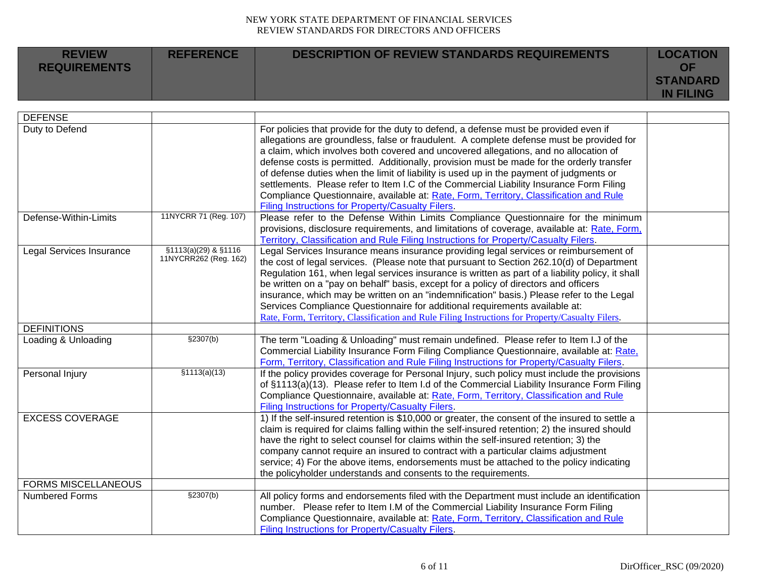| REVIEW REQUIREMENTS | REFERENCE | DESCRIPTION OF REVIEW STANDARDS REQUIREMENTS | LOCATION OF STANDARD IN FILING |
|---|---|---|---|
| DEFENSE | | | |
| Duty to Defend | | For policies that provide for the duty to defend, a defense must be provided even if allegations are groundless, false or fraudulent. A complete defense must be provided for a claim, which involves both covered and uncovered allegations, and no allocation of defense costs is permitted. Additionally, provision must be made for the orderly transfer of defense duties when the limit of liability is used up in the payment of judgments or settlements. Please refer to Item I.C of the Commercial Liability Insurance Form Filing Compliance Questionnaire, available at: Rate, Form, Territory, Classification and Rule Filing Instructions for Property/Casualty Filers. | |
| Defense-Within-Limits | 11NYCRR 71 (Reg. 107) | Please refer to the Defense Within Limits Compliance Questionnaire for the minimum provisions, disclosure requirements, and limitations of coverage, available at: Rate, Form, Territory, Classification and Rule Filing Instructions for Property/Casualty Filers. | |
| Legal Services Insurance | §1113(a)(29) & §1116 11NYCRR262 (Reg. 162) | Legal Services Insurance means insurance providing legal services or reimbursement of the cost of legal services. (Please note that pursuant to Section 262.10(d) of Department Regulation 161, when legal services insurance is written as part of a liability policy, it shall be written on a "pay on behalf" basis, except for a policy of directors and officers insurance, which may be written on an "indemnification" basis.) Please refer to the Legal Services Compliance Questionnaire for additional requirements available at: Rate, Form, Territory, Classification and Rule Filing Instructions for Property/Casualty Filers. | |
| DEFINITIONS | | | |
| Loading & Unloading | §2307(b) | The term "Loading & Unloading" must remain undefined. Please refer to Item I.J of the Commercial Liability Insurance Form Filing Compliance Questionnaire, available at: Rate, Form, Territory, Classification and Rule Filing Instructions for Property/Casualty Filers. | |
| Personal Injury | §1113(a)(13) | If the policy provides coverage for Personal Injury, such policy must include the provisions of §1113(a)(13). Please refer to Item I.d of the Commercial Liability Insurance Form Filing Compliance Questionnaire, available at: Rate, Form, Territory, Classification and Rule Filing Instructions for Property/Casualty Filers. | |
| EXCESS COVERAGE | | 1) If the self-insured retention is $10,000 or greater, the consent of the insured to settle a claim is required for claims falling within the self-insured retention; 2) the insured should have the right to select counsel for claims within the self-insured retention; 3) the company cannot require an insured to contract with a particular claims adjustment service; 4) For the above items, endorsements must be attached to the policy indicating the policyholder understands and consents to the requirements. | |
| FORMS MISCELLANEOUS | | | |
| Numbered Forms | §2307(b) | All policy forms and endorsements filed with the Department must include an identification number. Please refer to Item I.M of the Commercial Liability Insurance Form Filing Compliance Questionnaire, available at: Rate, Form, Territory, Classification and Rule Filing Instructions for Property/Casualty Filers. | |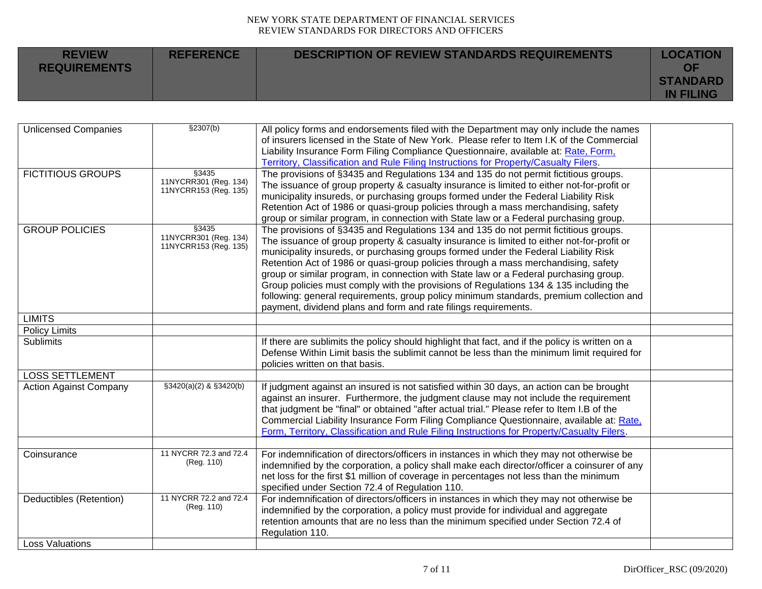| REVIEW REQUIREMENTS | REFERENCE | DESCRIPTION OF REVIEW STANDARDS REQUIREMENTS | LOCATION OF STANDARD IN FILING |
|---|---|---|---|
| Unlicensed Companies | §2307(b) | All policy forms and endorsements filed with the Department may only include the names of insurers licensed in the State of New York. Please refer to Item I.K of the Commercial Liability Insurance Form Filing Compliance Questionnaire, available at: [Rate, Form, Territory, Classification and Rule Filing Instructions for Property/Casualty Filers]. | |
| FICTITIOUS GROUPS | §3435 11NYCRR301 (Reg. 134) 11NYCRR153 (Reg. 135) | The provisions of §3435 and Regulations 134 and 135 do not permit fictitious groups. The issuance of group property & casualty insurance is limited to either not-for-profit or municipality insureds, or purchasing groups formed under the Federal Liability Risk Retention Act of 1986 or quasi-group policies through a mass merchandising, safety group or similar program, in connection with State law or a Federal purchasing group. | |
| GROUP POLICIES | §3435 11NYCRR301 (Reg. 134) 11NYCRR153 (Reg. 135) | The provisions of §3435 and Regulations 134 and 135 do not permit fictitious groups. The issuance of group property & casualty insurance is limited to either not-for-profit or municipality insureds, or purchasing groups formed under the Federal Liability Risk Retention Act of 1986 or quasi-group policies through a mass merchandising, safety group or similar program, in connection with State law or a Federal purchasing group. Group policies must comply with the provisions of Regulations 134 & 135 including the following: general requirements, group policy minimum standards, premium collection and payment, dividend plans and form and rate filings requirements. | |
| LIMITS | | | |
| Policy Limits | | | |
| Sublimits | | If there are sublimits the policy should highlight that fact, and if the policy is written on a Defense Within Limit basis the sublimit cannot be less than the minimum limit required for policies written on that basis. | |
| LOSS SETTLEMENT | | | |
| Action Against Company | §3420(a)(2) & §3420(b) | If judgment against an insured is not satisfied within 30 days, an action can be brought against an insurer. Furthermore, the judgment clause may not include the requirement that judgment be "final" or obtained "after actual trial." Please refer to Item I.B of the Commercial Liability Insurance Form Filing Compliance Questionnaire, available at: [Rate, Form, Territory, Classification and Rule Filing Instructions for Property/Casualty Filers]. | |
| | | | |
| Coinsurance | 11 NYCRR 72.3 and 72.4 (Reg. 110) | For indemnification of directors/officers in instances in which they may not otherwise be indemnified by the corporation, a policy shall make each director/officer a coinsurer of any net loss for the first $1 million of coverage in percentages not less than the minimum specified under Section 72.4 of Regulation 110. | |
| Deductibles (Retention) | 11 NYCRR 72.2 and 72.4 (Reg. 110) | For indemnification of directors/officers in instances in which they may not otherwise be indemnified by the corporation, a policy must provide for individual and aggregate retention amounts that are no less than the minimum specified under Section 72.4 of Regulation 110. | |
| Loss Valuations | | | |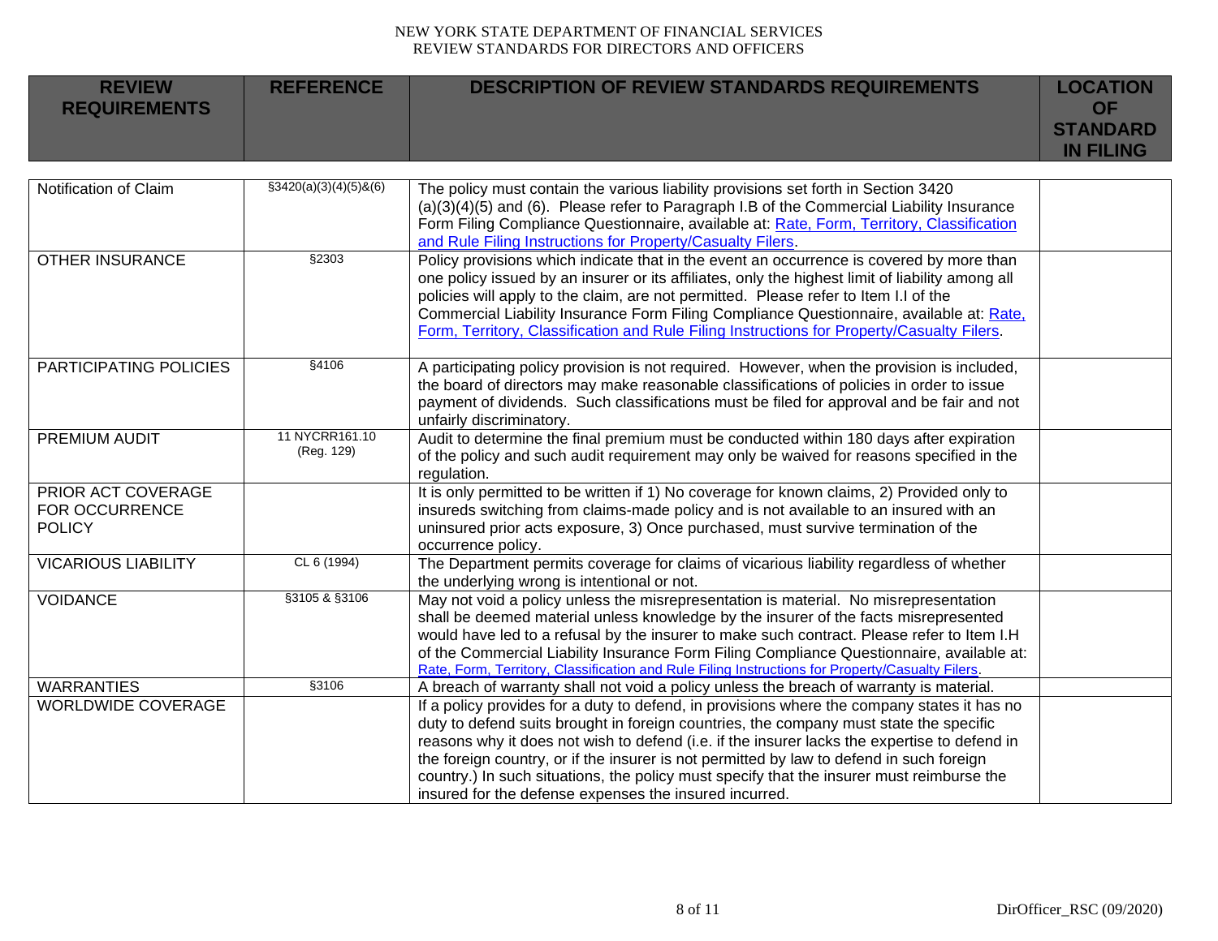| REVIEW REQUIREMENTS | REFERENCE | DESCRIPTION OF REVIEW STANDARDS REQUIREMENTS | LOCATION OF STANDARD IN FILING |
|---|---|---|---|
| Notification of Claim | §3420(a)(3)(4)(5)&(6) | The policy must contain the various liability provisions set forth in Section 3420 (a)(3)(4)(5) and (6). Please refer to Paragraph I.B of the Commercial Liability Insurance Form Filing Compliance Questionnaire, available at: Rate, Form, Territory, Classification and Rule Filing Instructions for Property/Casualty Filers. | |
| OTHER INSURANCE | §2303 | Policy provisions which indicate that in the event an occurrence is covered by more than one policy issued by an insurer or its affiliates, only the highest limit of liability among all policies will apply to the claim, are not permitted. Please refer to Item I.I of the Commercial Liability Insurance Form Filing Compliance Questionnaire, available at: Rate, Form, Territory, Classification and Rule Filing Instructions for Property/Casualty Filers. | |
| PARTICIPATING POLICIES | §4106 | A participating policy provision is not required. However, when the provision is included, the board of directors may make reasonable classifications of policies in order to issue payment of dividends. Such classifications must be filed for approval and be fair and not unfairly discriminatory. | |
| PREMIUM AUDIT | 11 NYCRR161.10 (Reg. 129) | Audit to determine the final premium must be conducted within 180 days after expiration of the policy and such audit requirement may only be waived for reasons specified in the regulation. | |
| PRIOR ACT COVERAGE FOR OCCURRENCE POLICY | | It is only permitted to be written if 1) No coverage for known claims, 2) Provided only to insureds switching from claims-made policy and is not available to an insured with an uninsured prior acts exposure, 3) Once purchased, must survive termination of the occurrence policy. | |
| VICARIOUS LIABILITY | CL 6 (1994) | The Department permits coverage for claims of vicarious liability regardless of whether the underlying wrong is intentional or not. | |
| VOIDANCE | §3105 & §3106 | May not void a policy unless the misrepresentation is material. No misrepresentation shall be deemed material unless knowledge by the insurer of the facts misrepresented would have led to a refusal by the insurer to make such contract. Please refer to Item I.H of the Commercial Liability Insurance Form Filing Compliance Questionnaire, available at: Rate, Form, Territory, Classification and Rule Filing Instructions for Property/Casualty Filers. | |
| WARRANTIES | §3106 | A breach of warranty shall not void a policy unless the breach of warranty is material. | |
| WORLDWIDE COVERAGE | | If a policy provides for a duty to defend, in provisions where the company states it has no duty to defend suits brought in foreign countries, the company must state the specific reasons why it does not wish to defend (i.e. if the insurer lacks the expertise to defend in the foreign country, or if the insurer is not permitted by law to defend in such foreign country.) In such situations, the policy must specify that the insurer must reimburse the insured for the defense expenses the insured incurred. | |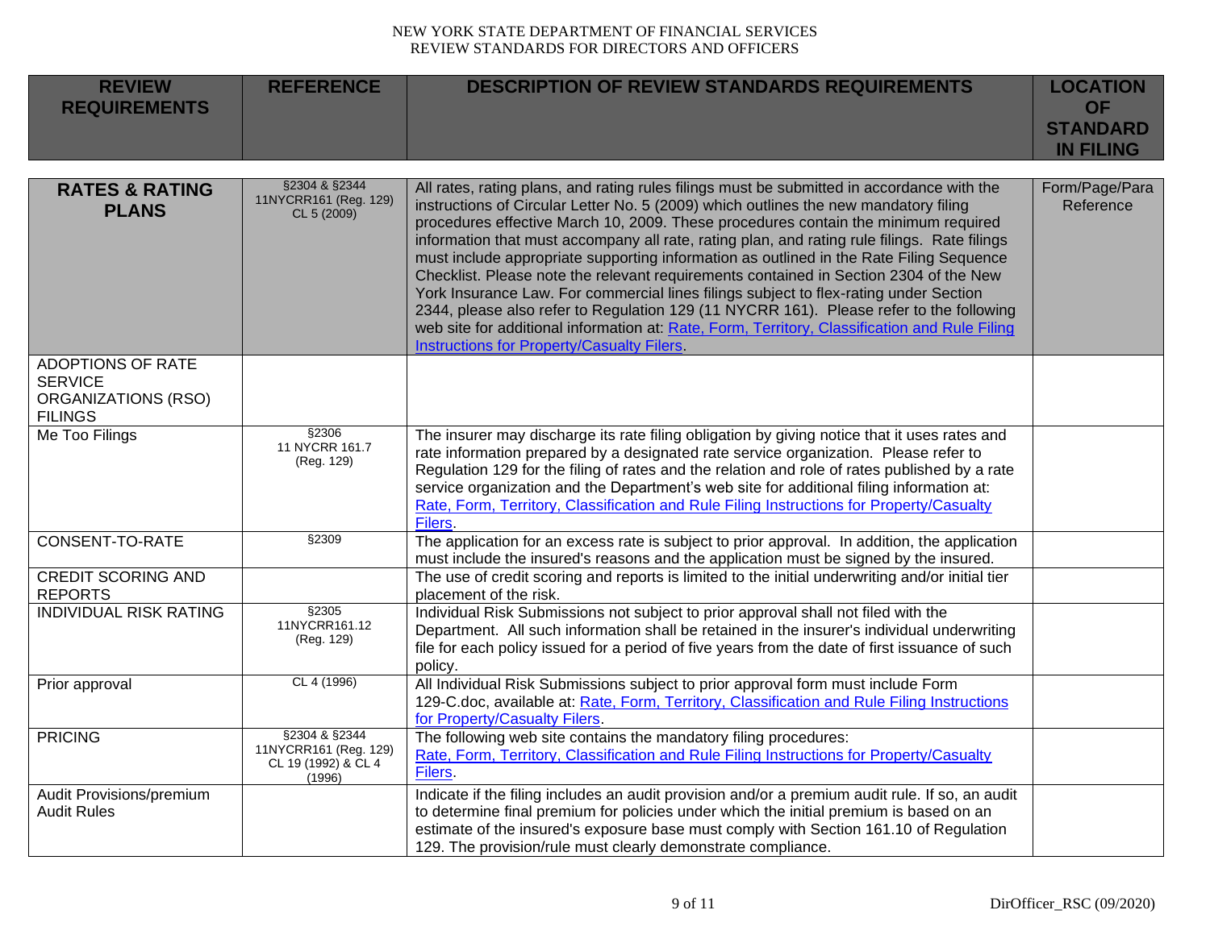NEW YORK STATE DEPARTMENT OF FINANCIAL SERVICES
REVIEW STANDARDS FOR DIRECTORS AND OFFICERS

| REVIEW REQUIREMENTS | REFERENCE | DESCRIPTION OF REVIEW STANDARDS REQUIREMENTS | LOCATION OF STANDARD IN FILING |
|---|---|---|---|
| **RATES & RATING PLANS** | §2304 & §2344 11NYCRR161 (Reg. 129) CL 5 (2009) | All rates, rating plans, and rating rules filings must be submitted in accordance with the instructions of Circular Letter No. 5 (2009) which outlines the new mandatory filing procedures effective March 10, 2009. These procedures contain the minimum required information that must accompany all rate, rating plan, and rating rule filings. Rate filings must include appropriate supporting information as outlined in the Rate Filing Sequence Checklist. Please note the relevant requirements contained in Section 2304 of the New York Insurance Law. For commercial lines filings subject to flex-rating under Section 2344, please also refer to Regulation 129 (11 NYCRR 161). Please refer to the following web site for additional information at: Rate, Form, Territory, Classification and Rule Filing Instructions for Property/Casualty Filers. | Form/Page/Para Reference |
| ADOPTIONS OF RATE SERVICE ORGANIZATIONS (RSO) FILINGS | | | |
| Me Too Filings | §2306 11 NYCRR 161.7 (Reg. 129) | The insurer may discharge its rate filing obligation by giving notice that it uses rates and rate information prepared by a designated rate service organization. Please refer to Regulation 129 for the filing of rates and the relation and role of rates published by a rate service organization and the Department's web site for additional filing information at: Rate, Form, Territory, Classification and Rule Filing Instructions for Property/Casualty Filers. | |
| CONSENT-TO-RATE | §2309 | The application for an excess rate is subject to prior approval. In addition, the application must include the insured's reasons and the application must be signed by the insured. | |
| CREDIT SCORING AND REPORTS | | The use of credit scoring and reports is limited to the initial underwriting and/or initial tier placement of the risk. | |
| INDIVIDUAL RISK RATING | §2305 11NYCRR161.12 (Reg. 129) | Individual Risk Submissions not subject to prior approval shall not filed with the Department. All such information shall be retained in the insurer's individual underwriting file for each policy issued for a period of five years from the date of first issuance of such policy. | |
| Prior approval | CL 4 (1996) | All Individual Risk Submissions subject to prior approval form must include Form 129-C.doc, available at: Rate, Form, Territory, Classification and Rule Filing Instructions for Property/Casualty Filers. | |
| PRICING | §2304 & §2344 11NYCRR161 (Reg. 129) CL 19 (1992) & CL 4 (1996) | The following web site contains the mandatory filing procedures: Rate, Form, Territory, Classification and Rule Filing Instructions for Property/Casualty Filers. | |
| Audit Provisions/premium Audit Rules | | Indicate if the filing includes an audit provision and/or a premium audit rule. If so, an audit to determine final premium for policies under which the initial premium is based on an estimate of the insured's exposure base must comply with Section 161.10 of Regulation 129. The provision/rule must clearly demonstrate compliance. | |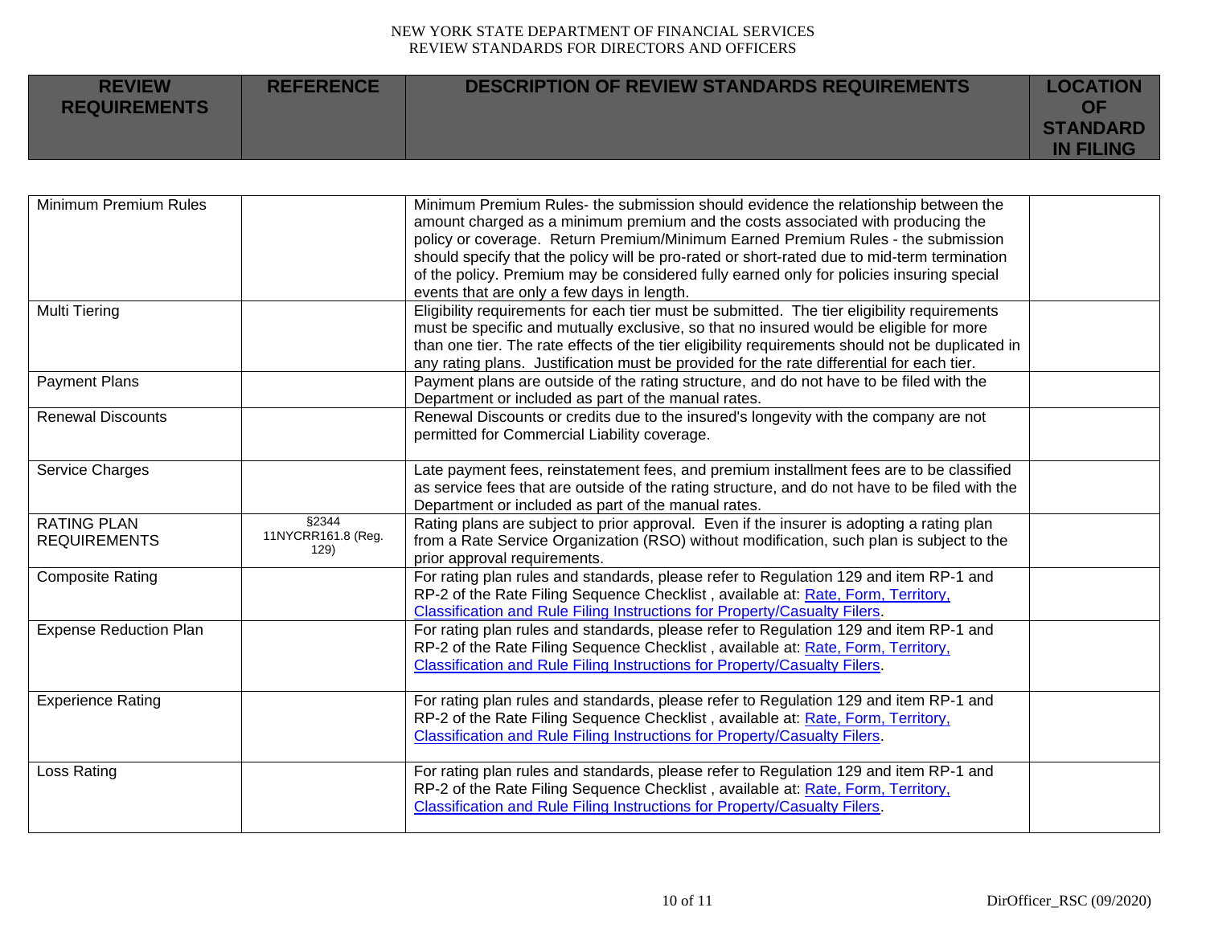| REVIEW REQUIREMENTS | REFERENCE | DESCRIPTION OF REVIEW STANDARDS REQUIREMENTS | LOCATION OF STANDARD IN FILING |
|---|---|---|---|
| Minimum Premium Rules | | Minimum Premium Rules- the submission should evidence the relationship between the amount charged as a minimum premium and the costs associated with producing the policy or coverage. Return Premium/Minimum Earned Premium Rules - the submission should specify that the policy will be pro-rated or short-rated due to mid-term termination of the policy. Premium may be considered fully earned only for policies insuring special events that are only a few days in length. | |
| Multi Tiering | | Eligibility requirements for each tier must be submitted. The tier eligibility requirements must be specific and mutually exclusive, so that no insured would be eligible for more than one tier. The rate effects of the tier eligibility requirements should not be duplicated in any rating plans. Justification must be provided for the rate differential for each tier. | |
| Payment Plans | | Payment plans are outside of the rating structure, and do not have to be filed with the Department or included as part of the manual rates. | |
| Renewal Discounts | | Renewal Discounts or credits due to the insured's longevity with the company are not permitted for Commercial Liability coverage. | |
| Service Charges | | Late payment fees, reinstatement fees, and premium installment fees are to be classified as service fees that are outside of the rating structure, and do not have to be filed with the Department or included as part of the manual rates. | |
| RATING PLAN REQUIREMENTS | §2344 11NYCRR161.8 (Reg. 129) | Rating plans are subject to prior approval. Even if the insurer is adopting a rating plan from a Rate Service Organization (RSO) without modification, such plan is subject to the prior approval requirements. | |
| Composite Rating | | For rating plan rules and standards, please refer to Regulation 129 and item RP-1 and RP-2 of the Rate Filing Sequence Checklist , available at: Rate, Form, Territory, Classification and Rule Filing Instructions for Property/Casualty Filers. | |
| Expense Reduction Plan | | For rating plan rules and standards, please refer to Regulation 129 and item RP-1 and RP-2 of the Rate Filing Sequence Checklist , available at: Rate, Form, Territory, Classification and Rule Filing Instructions for Property/Casualty Filers. | |
| Experience Rating | | For rating plan rules and standards, please refer to Regulation 129 and item RP-1 and RP-2 of the Rate Filing Sequence Checklist , available at: Rate, Form, Territory, Classification and Rule Filing Instructions for Property/Casualty Filers. | |
| Loss Rating | | For rating plan rules and standards, please refer to Regulation 129 and item RP-1 and RP-2 of the Rate Filing Sequence Checklist , available at: Rate, Form, Territory, Classification and Rule Filing Instructions for Property/Casualty Filers. | |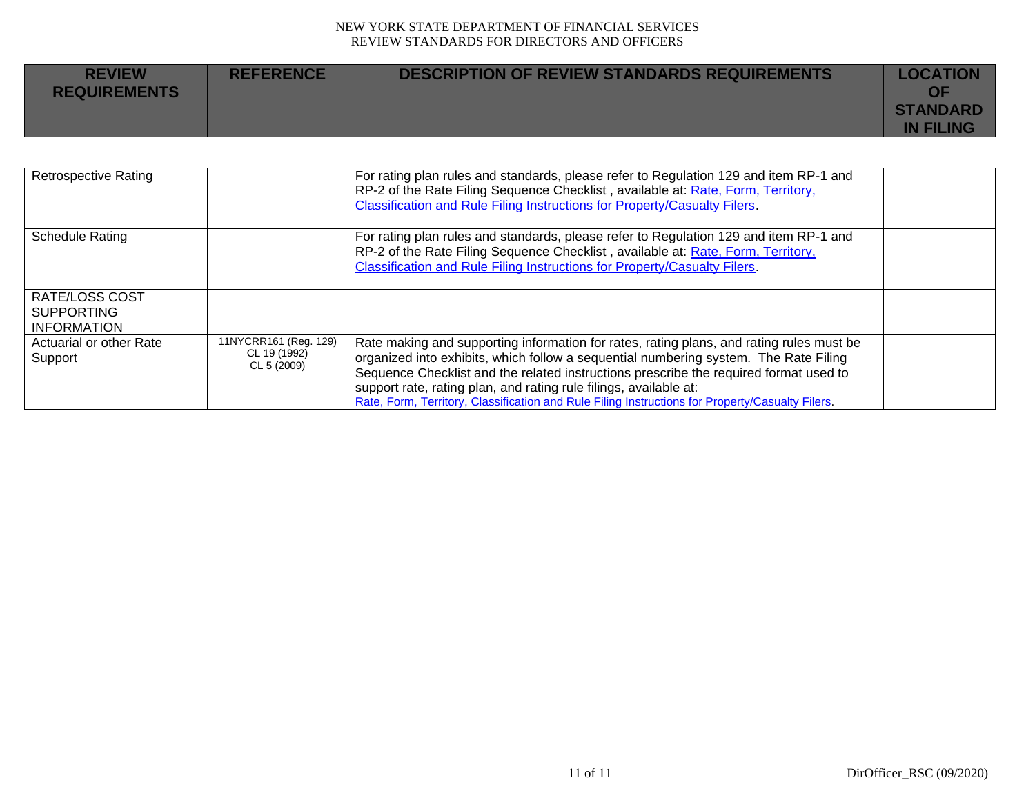NEW YORK STATE DEPARTMENT OF FINANCIAL SERVICES
REVIEW STANDARDS FOR DIRECTORS AND OFFICERS

| REVIEW REQUIREMENTS | REFERENCE | DESCRIPTION OF REVIEW STANDARDS REQUIREMENTS | LOCATION OF STANDARD IN FILING |
|---|---|---|---|
| Retrospective Rating | | For rating plan rules and standards, please refer to Regulation 129 and item RP-1 and RP-2 of the Rate Filing Sequence Checklist , available at: Rate, Form, Territory, Classification and Rule Filing Instructions for Property/Casualty Filers. | |
| Schedule Rating | | For rating plan rules and standards, please refer to Regulation 129 and item RP-1 and RP-2 of the Rate Filing Sequence Checklist , available at: Rate, Form, Territory, Classification and Rule Filing Instructions for Property/Casualty Filers. | |
| RATE/LOSS COST SUPPORTING INFORMATION | | | |
| Actuarial or other Rate Support | 11NYCRR161 (Reg. 129) CL 19 (1992) CL 5 (2009) | Rate making and supporting information for rates, rating plans, and rating rules must be organized into exhibits, which follow a sequential numbering system. The Rate Filing Sequence Checklist and the related instructions prescribe the required format used to support rate, rating plan, and rating rule filings, available at: Rate, Form, Territory, Classification and Rule Filing Instructions for Property/Casualty Filers. | |

DirOfficer_RSC (09/2020)